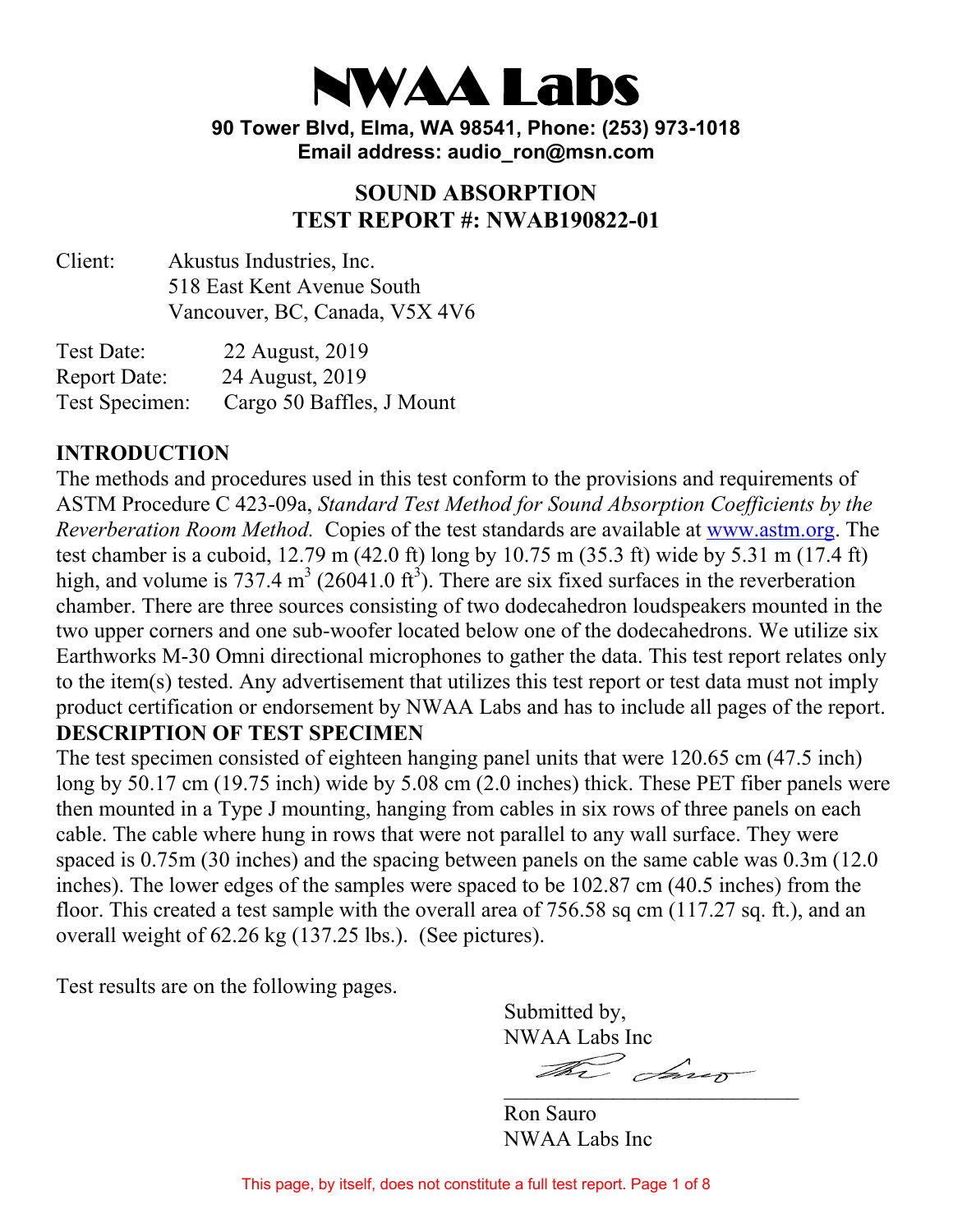# NWAA Labs

**90 Tower Blvd, Elma, WA 98541, Phone: (253) 973-1018**
**Email address: audio_ron@msn.com**

## SOUND ABSORPTION
## TEST REPORT #: NWAB190822-01

Client: Akustus Industries, Inc.
518 East Kent Avenue South
Vancouver, BC, Canada, V5X 4V6

Test Date: 22 August, 2019
Report Date: 24 August, 2019
Test Specimen: Cargo 50 Baffles, J Mount

### INTRODUCTION

The methods and procedures used in this test conform to the provisions and requirements of ASTM Procedure C 423-09a, *Standard Test Method for Sound Absorption Coefficients by the Reverberation Room Method.* Copies of the test standards are available at www.astm.org. The test chamber is a cuboid, 12.79 m (42.0 ft) long by 10.75 m (35.3 ft) wide by 5.31 m (17.4 ft) high, and volume is 737.4 $m^3$ (26041.0 $ft^3$). There are six fixed surfaces in the reverberation chamber. There are three sources consisting of two dodecahedron loudspeakers mounted in the two upper corners and one sub-woofer located below one of the dodecahedrons. We utilize six Earthworks M-30 Omni directional microphones to gather the data. This test report relates only to the item(s) tested. Any advertisement that utilizes this test report or test data must not imply product certification or endorsement by NWAA Labs and has to include all pages of the report.

### DESCRIPTION OF TEST SPECIMEN

The test specimen consisted of eighteen hanging panel units that were 120.65 cm (47.5 inch) long by 50.17 cm (19.75 inch) wide by 5.08 cm (2.0 inches) thick. These PET fiber panels were then mounted in a Type J mounting, hanging from cables in six rows of three panels on each cable. The cable where hung in rows that were not parallel to any wall surface. They were spaced is 0.75m (30 inches) and the spacing between panels on the same cable was 0.3m (12.0 inches). The lower edges of the samples were spaced to be 102.87 cm (40.5 inches) from the floor. This created a test sample with the overall area of 756.58 sq cm (117.27 sq. ft.), and an overall weight of 62.26 kg (137.25 lbs.). (See pictures).

Test results are on the following pages.

Submitted by,
NWAA Labs Inc

Ron Sauro
NWAA Labs Inc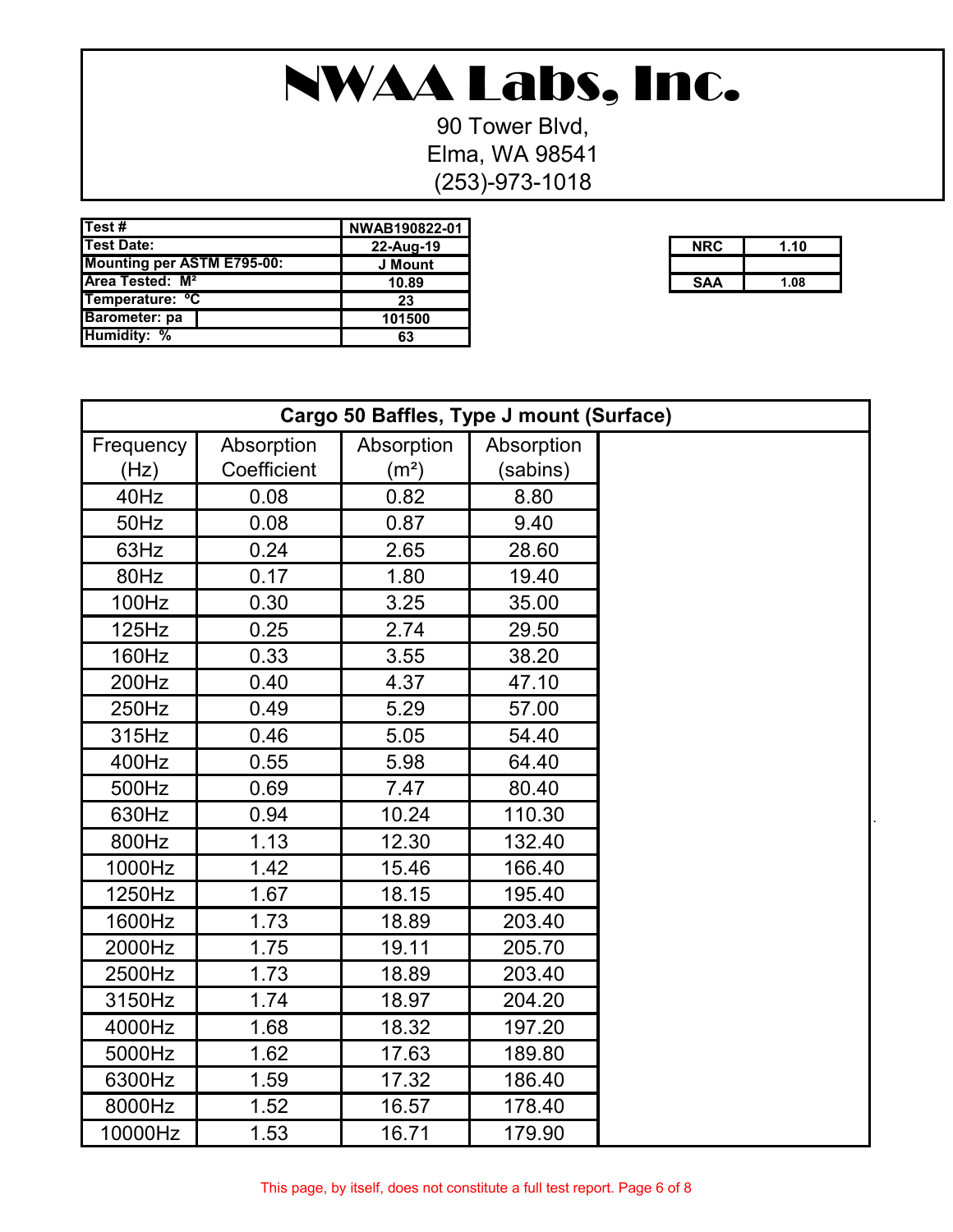# NWAA Labs, Inc.

90 Tower Blvd,
Elma, WA 98541
(253)-973-1018

| Test # | NWAB190822-01 |
|---|---|
| Test Date: | 22-Aug-19 |
| Mounting per ASTM E795-00: | J Mount |
| Area Tested: M² | 10.89 |
| Temperature: °C | 23 |
| Barometer: pa | 101500 |
| Humidity: % | 63 |

| NRC | 1.10 |
|---|---|
| | |
| SAA | 1.08 |

| Cargo 50 Baffles, Type J mount (Surface) | | | |
|---|---|---|---|
| Frequency (Hz) | Absorption Coefficient | Absorption (m²) | Absorption (sabins) |
| 40Hz | 0.08 | 0.82 | 8.80 |
| 50Hz | 0.08 | 0.87 | 9.40 |
| 63Hz | 0.24 | 2.65 | 28.60 |
| 80Hz | 0.17 | 1.80 | 19.40 |
| 100Hz | 0.30 | 3.25 | 35.00 |
| 125Hz | 0.25 | 2.74 | 29.50 |
| 160Hz | 0.33 | 3.55 | 38.20 |
| 200Hz | 0.40 | 4.37 | 47.10 |
| 250Hz | 0.49 | 5.29 | 57.00 |
| 315Hz | 0.46 | 5.05 | 54.40 |
| 400Hz | 0.55 | 5.98 | 64.40 |
| 500Hz | 0.69 | 7.47 | 80.40 |
| 630Hz | 0.94 | 10.24 | 110.30 |
| 800Hz | 1.13 | 12.30 | 132.40 |
| 1000Hz | 1.42 | 15.46 | 166.40 |
| 1250Hz | 1.67 | 18.15 | 195.40 |
| 1600Hz | 1.73 | 18.89 | 203.40 |
| 2000Hz | 1.75 | 19.11 | 205.70 |
| 2500Hz | 1.73 | 18.89 | 203.40 |
| 3150Hz | 1.74 | 18.97 | 204.20 |
| 4000Hz | 1.68 | 18.32 | 197.20 |
| 5000Hz | 1.62 | 17.63 | 189.80 |
| 6300Hz | 1.59 | 17.32 | 186.40 |
| 8000Hz | 1.52 | 16.57 | 178.40 |
| 10000Hz | 1.53 | 16.71 | 179.90 |

This page, by itself, does not constitute a full test report.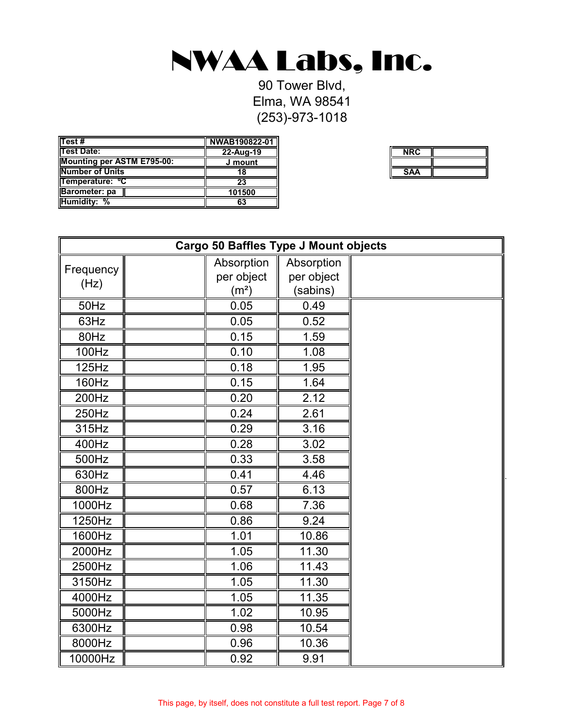# NWAA Labs, Inc.

90 Tower Blvd,
Elma, WA 98541
(253)-973-1018

| Test # | NWAB190822-01 |
|---|---|
| Test Date: | 22-Aug-19 |
| Mounting per ASTM E795-00: | J mount |
| Number of Units | 18 |
| Temperature: °C | 23 |
| Barometer: pa | 101500 |
| Humidity: % | 63 |

| NRC | |
|---|---|
| | |
| SAA | |

| Cargo 50 Baffles Type J Mount objects | | | | |
|---|---|---|---|---|
| Frequency (Hz) | | Absorption per object ($m^2$) | Absorption per object (sabins) | |
| 50Hz | | 0.05 | 0.49 | |
| 63Hz | | 0.05 | 0.52 | |
| 80Hz | | 0.15 | 1.59 | |
| 100Hz | | 0.10 | 1.08 | |
| 125Hz | | 0.18 | 1.95 | |
| 160Hz | | 0.15 | 1.64 | |
| 200Hz | | 0.20 | 2.12 | |
| 250Hz | | 0.24 | 2.61 | |
| 315Hz | | 0.29 | 3.16 | |
| 400Hz | | 0.28 | 3.02 | |
| 500Hz | | 0.33 | 3.58 | |
| 630Hz | | 0.41 | 4.46 | |
| 800Hz | | 0.57 | 6.13 | |
| 1000Hz | | 0.68 | 7.36 | |
| 1250Hz | | 0.86 | 9.24 | |
| 1600Hz | | 1.01 | 10.86 | |
| 2000Hz | | 1.05 | 11.30 | |
| 2500Hz | | 1.06 | 11.43 | |
| 3150Hz | | 1.05 | 11.30 | |
| 4000Hz | | 1.05 | 11.35 | |
| 5000Hz | | 1.02 | 10.95 | |
| 6300Hz | | 0.98 | 10.54 | |
| 8000Hz | | 0.96 | 10.36 | |
| 10000Hz | | 0.92 | 9.91 | |

This page, by itself, does not constitute a full test report.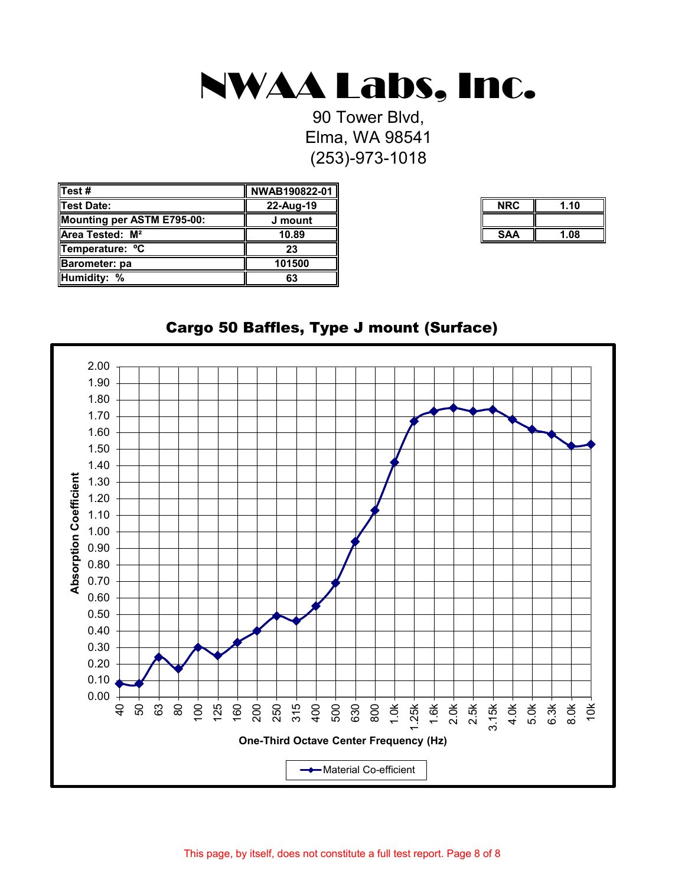# NWAA Labs, Inc.

90 Tower Blvd,
Elma, WA 98541
(253)-973-1018

| | |
|---|---|
| Test # | NWAB190822-01 |
| Test Date: | 22-Aug-19 |
| Mounting per ASTM E795-00: | J mount |
| Area Tested: M² | 10.89 |
| Temperature: °C | 23 |
| Barometer: pa | 101500 |
| Humidity: % | 63 |

| | |
|---|---|
| NRC | 1.10 |
| | |
| SAA | 1.08 |

## Cargo 50 Baffles, Type J mount (Surface)

Absorption Coefficient

2.00
1.90
1.80
1.70
1.60
1.50
1.40
1.30
1.20
1.10
1.00
0.90
0.80
0.70
0.60
0.50
0.40
0.30
0.20
0.10
0.00

40 50 63 80 100 125 160 200 250 315 400 500 630 800 1.0k 1.25k 1.6k 2.0k 2.5k 3.15k 4.0k 5.0k 6.3k 8.0k 10k

One-Third Octave Center Frequency (Hz)

Material Co-efficient

This page, by itself, does not constitute a full test report. Page 8 of 8